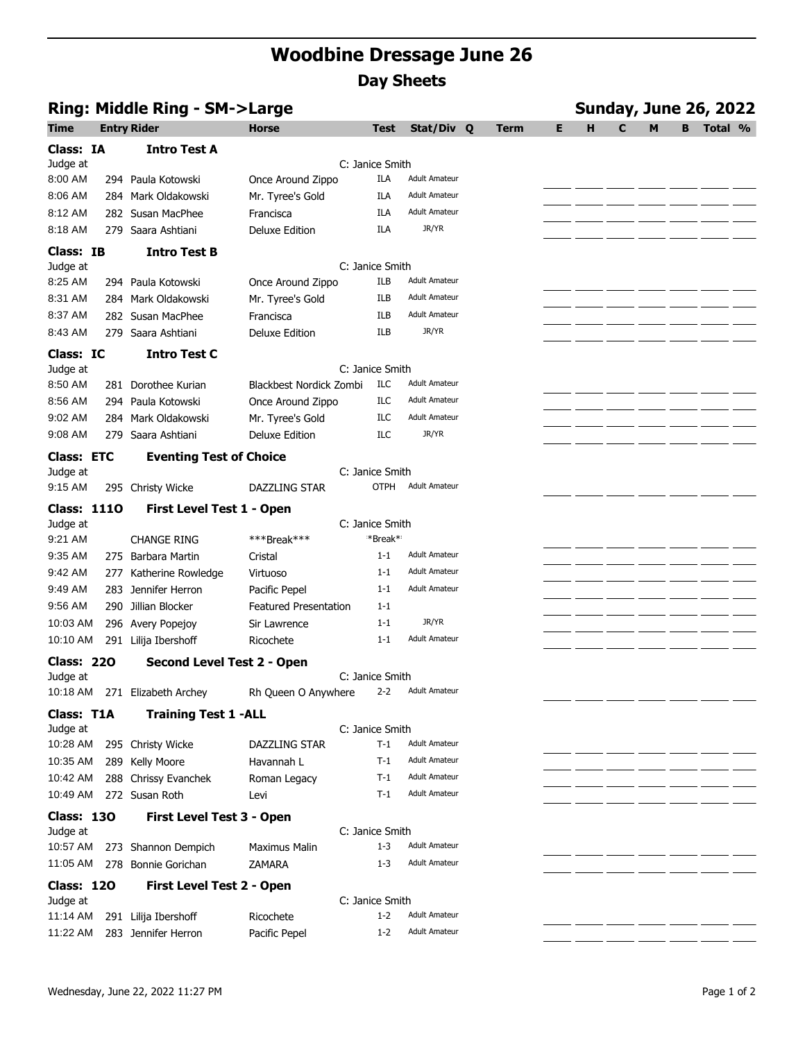# Woodbine Dressage June 26

## Day Sheets

### Ring: Middle Ring - SM->Large

**Sunday, June 26, 2022**

| Time | Entry | Rider | Horse | Test | Stat/Div | Q | Term | E | H | C | M | B | Total | % |
|---|---|---|---|---|---|---|---|---|---|---|---|---|---|---|
| **Class: IA** | | **Intro Test A** | | | | | | | | | | | | |
| Judge at | | | | C: Janice Smith | | | | | | | | | | |
| 8:00 AM | 294 | Paula Kotowski | Once Around Zippo | ILA | Adult Amateur | | | | | | | | | |
| 8:06 AM | 284 | Mark Oldakowski | Mr. Tyree's Gold | ILA | Adult Amateur | | | | | | | | | |
| 8:12 AM | 282 | Susan MacPhee | Francisca | ILA | Adult Amateur | | | | | | | | | |
| 8:18 AM | 279 | Saara Ashtiani | Deluxe Edition | ILA | JR/YR | | | | | | | | | |
| **Class: IB** | | **Intro Test B** | | | | | | | | | | | | |
| Judge at | | | | C: Janice Smith | | | | | | | | | | |
| 8:25 AM | 294 | Paula Kotowski | Once Around Zippo | ILB | Adult Amateur | | | | | | | | | |
| 8:31 AM | 284 | Mark Oldakowski | Mr. Tyree's Gold | ILB | Adult Amateur | | | | | | | | | |
| 8:37 AM | 282 | Susan MacPhee | Francisca | ILB | Adult Amateur | | | | | | | | | |
| 8:43 AM | 279 | Saara Ashtiani | Deluxe Edition | ILB | JR/YR | | | | | | | | | |
| **Class: IC** | | **Intro Test C** | | | | | | | | | | | | |
| Judge at | | | | C: Janice Smith | | | | | | | | | | |
| 8:50 AM | 281 | Dorothee Kurian | Blackbest Nordick Zombi | ILC | Adult Amateur | | | | | | | | | |
| 8:56 AM | 294 | Paula Kotowski | Once Around Zippo | ILC | Adult Amateur | | | | | | | | | |
| 9:02 AM | 284 | Mark Oldakowski | Mr. Tyree's Gold | ILC | Adult Amateur | | | | | | | | | |
| 9:08 AM | 279 | Saara Ashtiani | Deluxe Edition | ILC | JR/YR | | | | | | | | | |
| **Class: ETC** | | **Eventing Test of Choice** | | | | | | | | | | | | |
| Judge at | | | | C: Janice Smith | | | | | | | | | | |
| 9:15 AM | 295 | Christy Wicke | DAZZLING STAR | OTPH | Adult Amateur | | | | | | | | | |
| **Class: 11O** | | **First Level Test 1 - Open** | | | | | | | | | | | | |
| Judge at | | | | C: Janice Smith | | | | | | | | | | |
| 9:21 AM | | CHANGE RING | ***Break*** | *Break* | | | | | | | | | | |
| 9:35 AM | 275 | Barbara Martin | Cristal | 1-1 | Adult Amateur | | | | | | | | | |
| 9:42 AM | 277 | Katherine Rowledge | Virtuoso | 1-1 | Adult Amateur | | | | | | | | | |
| 9:49 AM | 283 | Jennifer Herron | Pacific Pepel | 1-1 | Adult Amateur | | | | | | | | | |
| 9:56 AM | 290 | Jillian Blocker | Featured Presentation | 1-1 | | | | | | | | | | |
| 10:03 AM | 296 | Avery Popejoy | Sir Lawrence | 1-1 | JR/YR | | | | | | | | | |
| 10:10 AM | 291 | Lilija Ibershoff | Ricochete | 1-1 | Adult Amateur | | | | | | | | | |
| **Class: 22O** | | **Second Level Test 2 - Open** | | | | | | | | | | | | |
| Judge at | | | | C: Janice Smith | | | | | | | | | | |
| 10:18 AM | 271 | Elizabeth Archey | Rh Queen O Anywhere | 2-2 | Adult Amateur | | | | | | | | | |
| **Class: T1A** | | **Training Test 1 -ALL** | | | | | | | | | | | | |
| Judge at | | | | C: Janice Smith | | | | | | | | | | |
| 10:28 AM | 295 | Christy Wicke | DAZZLING STAR | T-1 | Adult Amateur | | | | | | | | | |
| 10:35 AM | 289 | Kelly Moore | Havannah L | T-1 | Adult Amateur | | | | | | | | | |
| 10:42 AM | 288 | Chrissy Evanchek | Roman Legacy | T-1 | Adult Amateur | | | | | | | | | |
| 10:49 AM | 272 | Susan Roth | Levi | T-1 | Adult Amateur | | | | | | | | | |
| **Class: 13O** | | **First Level Test 3 - Open** | | | | | | | | | | | | |
| Judge at | | | | C: Janice Smith | | | | | | | | | | |
| 10:57 AM | 273 | Shannon Dempich | Maximus Malin | 1-3 | Adult Amateur | | | | | | | | | |
| 11:05 AM | 278 | Bonnie Gorichan | ZAMARA | 1-3 | Adult Amateur | | | | | | | | | |
| **Class: 12O** | | **First Level Test 2 - Open** | | | | | | | | | | | | |
| Judge at | | | | C: Janice Smith | | | | | | | | | | |
| 11:14 AM | 291 | Lilija Ibershoff | Ricochete | 1-2 | Adult Amateur | | | | | | | | | |
| 11:22 AM | 283 | Jennifer Herron | Pacific Pepel | 1-2 | Adult Amateur | | | | | | | | | |

Wednesday, June 22, 2022 11:27 PM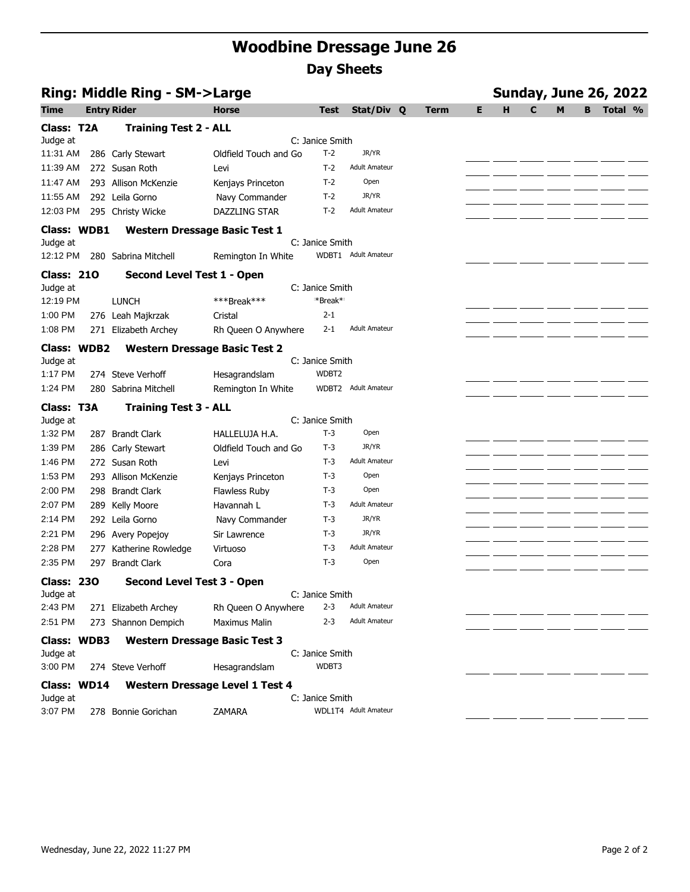# Woodbine Dressage June 26

## Day Sheets

### Ring: Middle Ring - SM->Large

**Sunday, June 26, 2022**

| Time | Entry | Rider | Horse | Test | Stat/Div | Q | Term | E | H | C | M | B | Total | % |
|---|---|---|---|---|---|---|---|---|---|---|---|---|---|---|
| **Class: T2A** | | **Training Test 2 - ALL** | | | | | | | | | | | | |
| Judge at | | | | C: Janice Smith | | | | | | | | | | |
| 11:31 AM | 286 | Carly Stewart | Oldfield Touch and Go | T-2 | JR/YR | | | | | | | | | |
| 11:39 AM | 272 | Susan Roth | Levi | T-2 | Adult Amateur | | | | | | | | | |
| 11:47 AM | 293 | Allison McKenzie | Kenjays Princeton | T-2 | Open | | | | | | | | | |
| 11:55 AM | 292 | Leila Gorno | Navy Commander | T-2 | JR/YR | | | | | | | | | |
| 12:03 PM | 295 | Christy Wicke | DAZZLING STAR | T-2 | Adult Amateur | | | | | | | | | |
| **Class: WDB1** | | **Western Dressage Basic Test 1** | | | | | | | | | | | | |
| Judge at | | | | C: Janice Smith | | | | | | | | | | |
| 12:12 PM | 280 | Sabrina Mitchell | Remington In White | WDBT1 | Adult Amateur | | | | | | | | | |
| **Class: 21O** | | **Second Level Test 1 - Open** | | | | | | | | | | | | |
| Judge at | | | | C: Janice Smith | | | | | | | | | | |
| 12:19 PM | | LUNCH | ***Break*** | *Break* | | | | | | | | | | |
| 1:00 PM | 276 | Leah Majkrzak | Cristal | 2-1 | | | | | | | | | | |
| 1:08 PM | 271 | Elizabeth Archey | Rh Queen O Anywhere | 2-1 | Adult Amateur | | | | | | | | | |
| **Class: WDB2** | | **Western Dressage Basic Test 2** | | | | | | | | | | | | |
| Judge at | | | | C: Janice Smith | | | | | | | | | | |
| 1:17 PM | 274 | Steve Verhoff | Hesagrandslam | WDBT2 | | | | | | | | | | |
| 1:24 PM | 280 | Sabrina Mitchell | Remington In White | WDBT2 | Adult Amateur | | | | | | | | | |
| **Class: T3A** | | **Training Test 3 - ALL** | | | | | | | | | | | | |
| Judge at | | | | C: Janice Smith | | | | | | | | | | |
| 1:32 PM | 287 | Brandt Clark | HALLELUJA H.A. | T-3 | Open | | | | | | | | | |
| 1:39 PM | 286 | Carly Stewart | Oldfield Touch and Go | T-3 | JR/YR | | | | | | | | | |
| 1:46 PM | 272 | Susan Roth | Levi | T-3 | Adult Amateur | | | | | | | | | |
| 1:53 PM | 293 | Allison McKenzie | Kenjays Princeton | T-3 | Open | | | | | | | | | |
| 2:00 PM | 298 | Brandt Clark | Flawless Ruby | T-3 | Open | | | | | | | | | |
| 2:07 PM | 289 | Kelly Moore | Havannah L | T-3 | Adult Amateur | | | | | | | | | |
| 2:14 PM | 292 | Leila Gorno | Navy Commander | T-3 | JR/YR | | | | | | | | | |
| 2:21 PM | 296 | Avery Popejoy | Sir Lawrence | T-3 | JR/YR | | | | | | | | | |
| 2:28 PM | 277 | Katherine Rowledge | Virtuoso | T-3 | Adult Amateur | | | | | | | | | |
| 2:35 PM | 297 | Brandt Clark | Cora | T-3 | Open | | | | | | | | | |
| **Class: 23O** | | **Second Level Test 3 - Open** | | | | | | | | | | | | |
| Judge at | | | | C: Janice Smith | | | | | | | | | | |
| 2:43 PM | 271 | Elizabeth Archey | Rh Queen O Anywhere | 2-3 | Adult Amateur | | | | | | | | | |
| 2:51 PM | 273 | Shannon Dempich | Maximus Malin | 2-3 | Adult Amateur | | | | | | | | | |
| **Class: WDB3** | | **Western Dressage Basic Test 3** | | | | | | | | | | | | |
| Judge at | | | | C: Janice Smith | | | | | | | | | | |
| 3:00 PM | 274 | Steve Verhoff | Hesagrandslam | WDBT3 | | | | | | | | | | |
| **Class: WD14** | | **Western Dressage Level 1 Test 4** | | | | | | | | | | | | |
| Judge at | | | | C: Janice Smith | | | | | | | | | | |
| 3:07 PM | 278 | Bonnie Gorichan | ZAMARA | WDL1T4 | Adult Amateur | | | | | | | | | |

Wednesday, June 22, 2022 11:27 PM